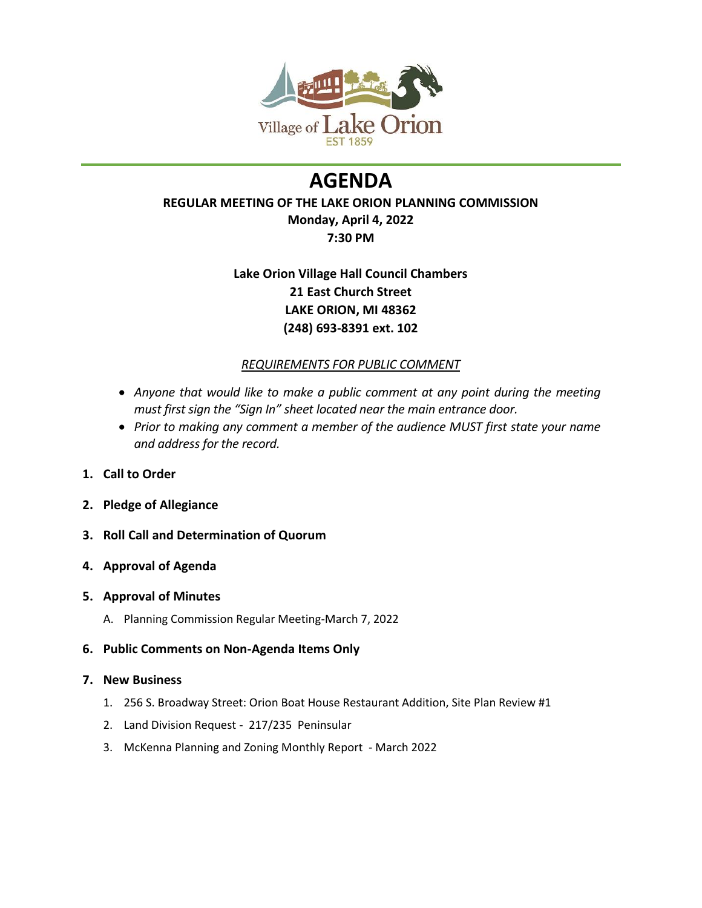Village of Lake Orion
EST 1859

# AGENDA

**REGULAR MEETING OF THE LAKE ORION PLANNING COMMISSION**
**Monday, April 4, 2022**
**7:30 PM**

**Lake Orion Village Hall Council Chambers**
**21 East Church Street**
**LAKE ORION, MI 48362**
**(248) 693-8391 ext. 102**

*REQUIREMENTS FOR PUBLIC COMMENT*

- *Anyone that would like to make a public comment at any point during the meeting must first sign the "Sign In" sheet located near the main entrance door.*
- *Prior to making any comment a member of the audience MUST first state your name and address for the record.*

1. **Call to Order**
2. **Pledge of Allegiance**
3. **Roll Call and Determination of Quorum**
4. **Approval of Agenda**
5. **Approval of Minutes**
   A. Planning Commission Regular Meeting-March 7, 2022
6. **Public Comments on Non-Agenda Items Only**
7. **New Business**
   1. 256 S. Broadway Street: Orion Boat House Restaurant Addition, Site Plan Review #1
   2. Land Division Request - 217/235 Peninsular
   3. McKenna Planning and Zoning Monthly Report - March 2022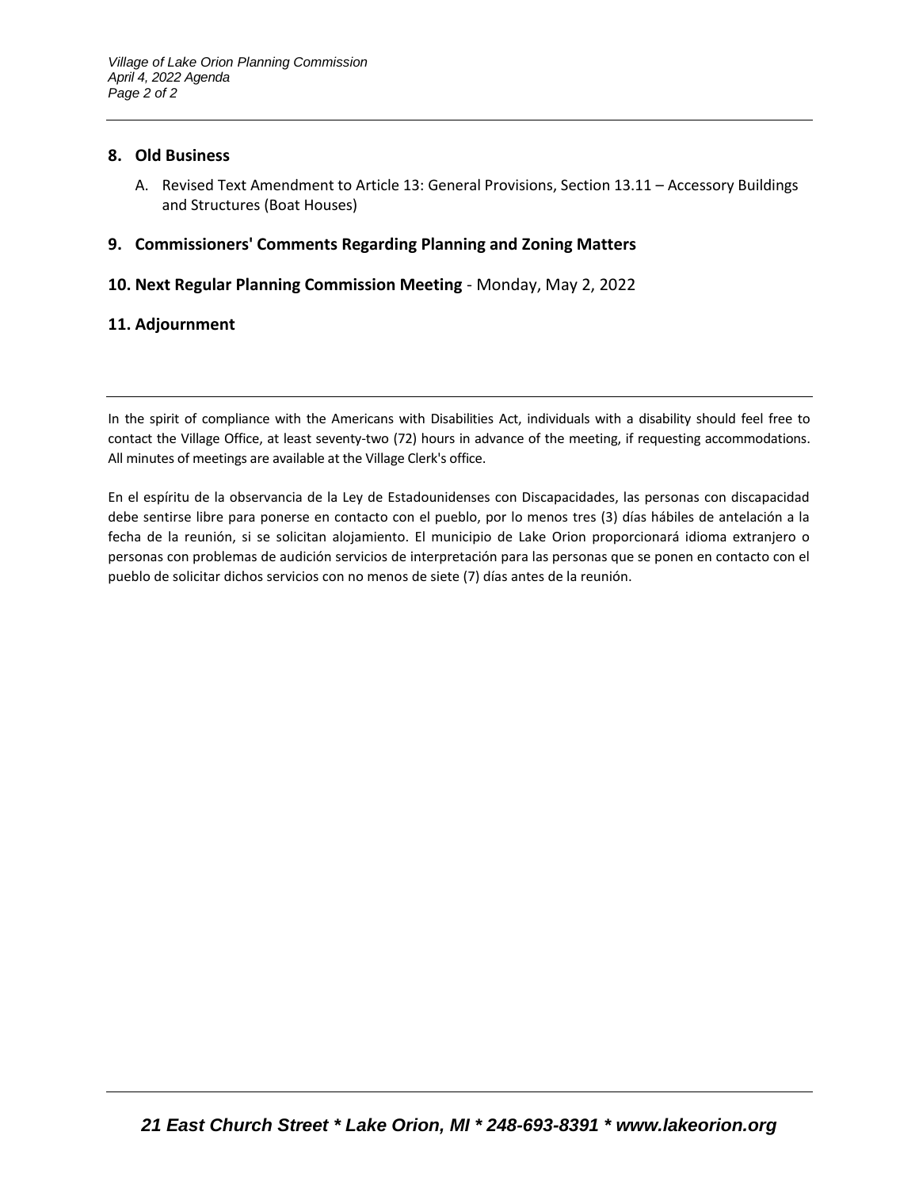## 8. Old Business

A. Revised Text Amendment to Article 13: General Provisions, Section 13.11 – Accessory Buildings and Structures (Boat Houses)

## 9. Commissioners' Comments Regarding Planning and Zoning Matters

## 10. Next Regular Planning Commission Meeting - Monday, May 2, 2022

## 11. Adjournment

---

In the spirit of compliance with the Americans with Disabilities Act, individuals with a disability should feel free to contact the Village Office, at least seventy-two (72) hours in advance of the meeting, if requesting accommodations. All minutes of meetings are available at the Village Clerk's office.

En el espíritu de la observancia de la Ley de Estadounidenses con Discapacidades, las personas con discapacidad debe sentirse libre para ponerse en contacto con el pueblo, por lo menos tres (3) días hábiles de antelación a la fecha de la reunión, si se solicitan alojamiento. El municipio de Lake Orion proporcionará idioma extranjero o personas con problemas de audición servicios de interpretación para las personas que se ponen en contacto con el pueblo de solicitar dichos servicios con no menos de siete (7) días antes de la reunión.